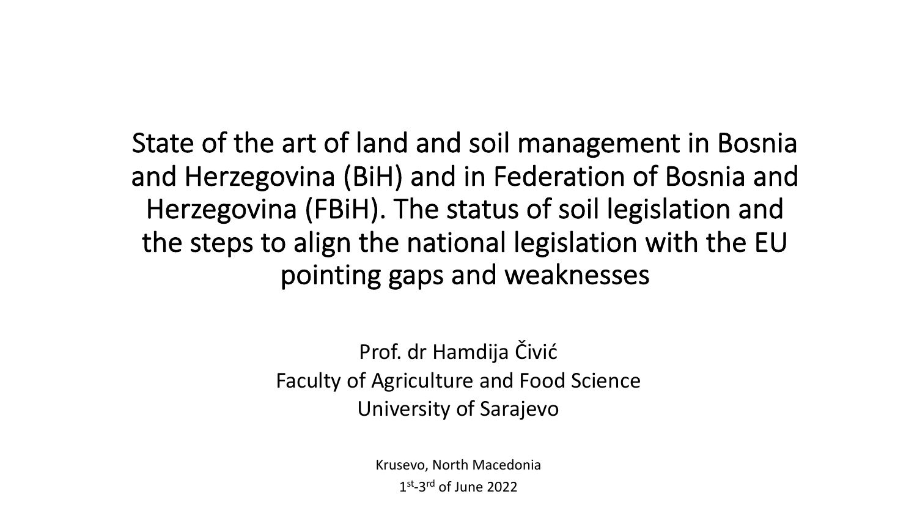# State of the art of land and soil management in Bosnia and Herzegovina (BiH) and in Federation of Bosnia and Herzegovina (FBiH). The status of soil legislation and the steps to align the national legislation with the EU pointing gaps and weaknesses

Prof. dr Hamdija Čivić
Faculty of Agriculture and Food Science
University of Sarajevo

Krusevo, North Macedonia
1st-3rd of June 2022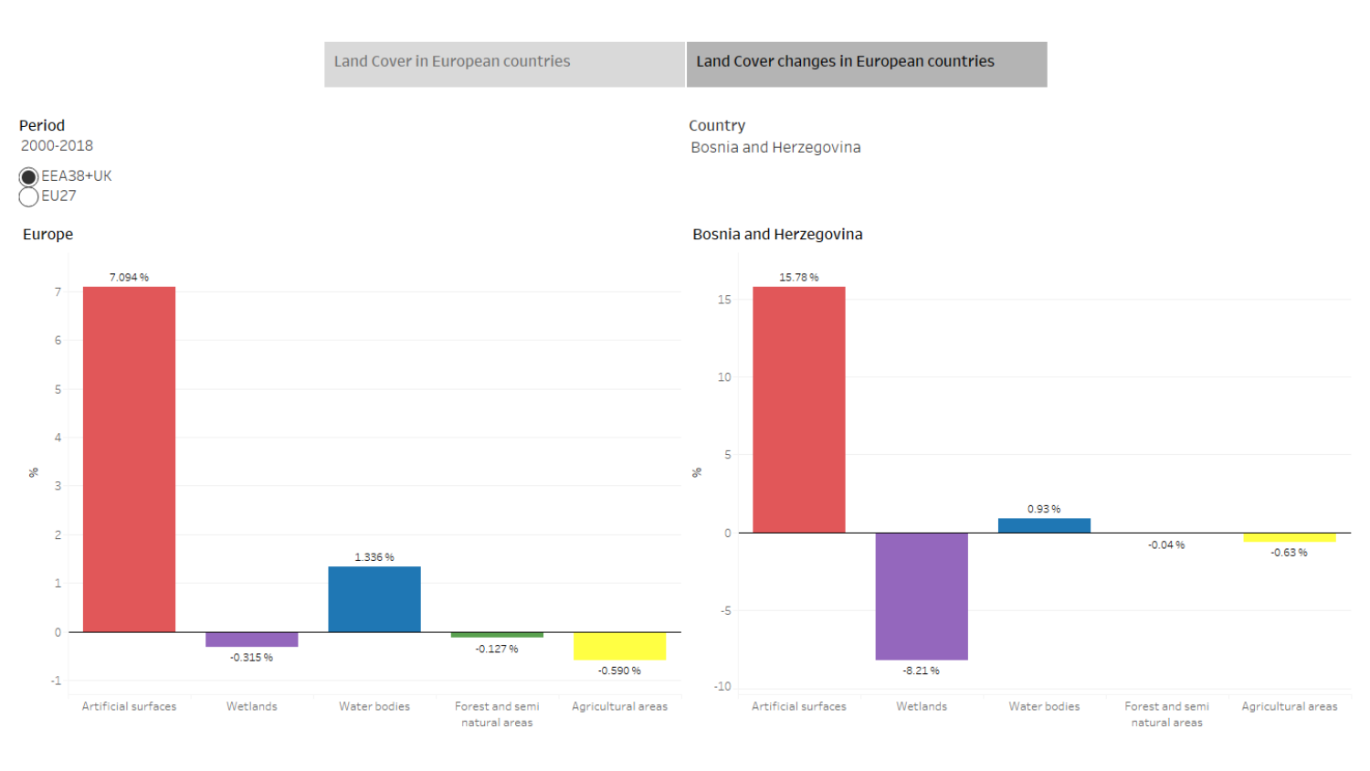Land Cover in European countries | **Land Cover changes in European countries**

**Period**
2000-2018

- ◉ EEA38+UK
- ○ EU27

**Country**
Bosnia and Herzegovina

### Europe

| Category | % |
|---|---|
| Artificial surfaces | 7.094 % |
| Wetlands | -0.315 % |
| Water bodies | 1.336 % |
| Forest and semi natural areas | -0.127 % |
| Agricultural areas | -0.590 % |

### Bosnia and Herzegovina

| Category | % |
|---|---|
| Artificial surfaces | 15.78 % |
| Wetlands | -8.21 % |
| Water bodies | 0.93 % |
| Forest and semi natural areas | -0.04 % |
| Agricultural areas | -0.63 % |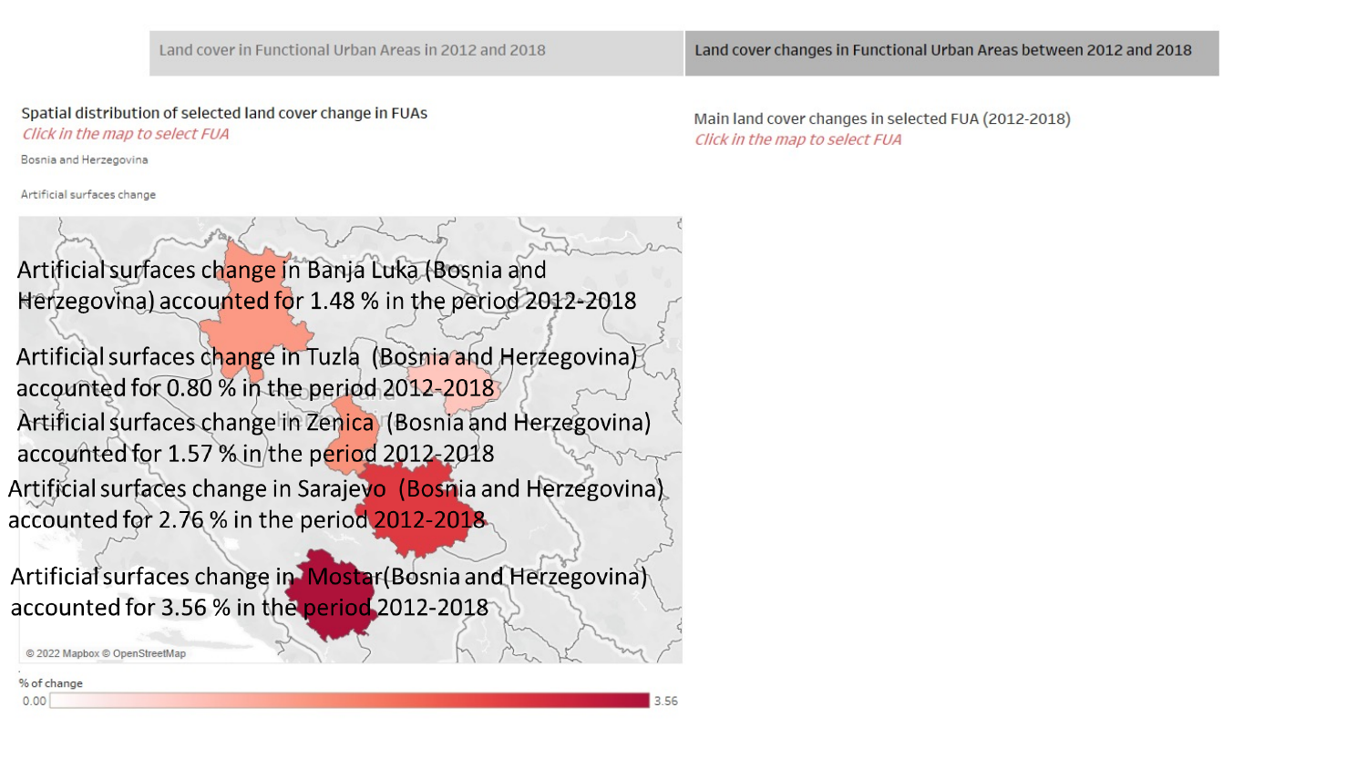Land cover in Functional Urban Areas in 2012 and 2018

Land cover changes in Functional Urban Areas between 2012 and 2018

## Spatial distribution of selected land cover change in FUAs

*Click in the map to select FUA*

Bosnia and Herzegovina

Artificial surfaces change

Artificial surfaces change in Banja Luka (Bosnia and Herzegovina) accounted for 1.48 % in the period 2012-2018

Artificial surfaces change in Tuzla (Bosnia and Herzegovina) accounted for 0.80 % in the period 2012-2018

Artificial surfaces change in Zenica (Bosnia and Herzegovina) accounted for 1.57 % in the period 2012-2018

Artificial surfaces change in Sarajevo (Bosnia and Herzegovina) accounted for 2.76 % in the period 2012-2018

Artificial surfaces change in Mostar(Bosnia and Herzegovina) accounted for 3.56 % in the period 2012-2018

© 2022 Mapbox © OpenStreetMap

% of change

0.00 — 3.56

## Main land cover changes in selected FUA (2012-2018)

*Click in the map to select FUA*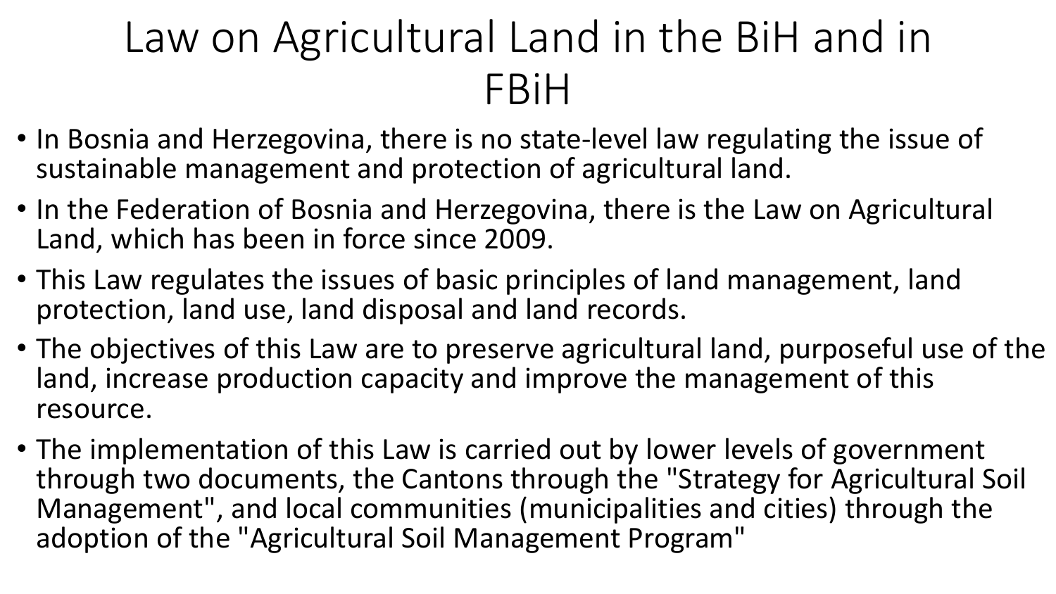# Law on Agricultural Land in the BiH and in FBiH

- In Bosnia and Herzegovina, there is no state-level law regulating the issue of sustainable management and protection of agricultural land.
- In the Federation of Bosnia and Herzegovina, there is the Law on Agricultural Land, which has been in force since 2009.
- This Law regulates the issues of basic principles of land management, land protection, land use, land disposal and land records.
- The objectives of this Law are to preserve agricultural land, purposeful use of the land, increase production capacity and improve the management of this resource.
- The implementation of this Law is carried out by lower levels of government through two documents, the Cantons through the "Strategy for Agricultural Soil Management", and local communities (municipalities and cities) through the adoption of the "Agricultural Soil Management Program"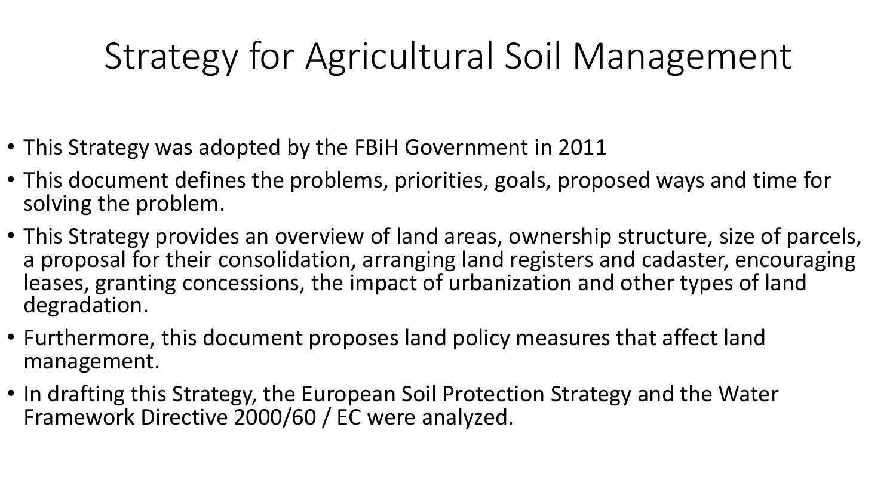# Strategy for Agricultural Soil Management

- This Strategy was adopted by the FBiH Government in 2011
- This document defines the problems, priorities, goals, proposed ways and time for solving the problem.
- This Strategy provides an overview of land areas, ownership structure, size of parcels, a proposal for their consolidation, arranging land registers and cadaster, encouraging leases, granting concessions, the impact of urbanization and other types of land degradation.
- Furthermore, this document proposes land policy measures that affect land management.
- In drafting this Strategy, the European Soil Protection Strategy and the Water Framework Directive 2000/60 / EC were analyzed.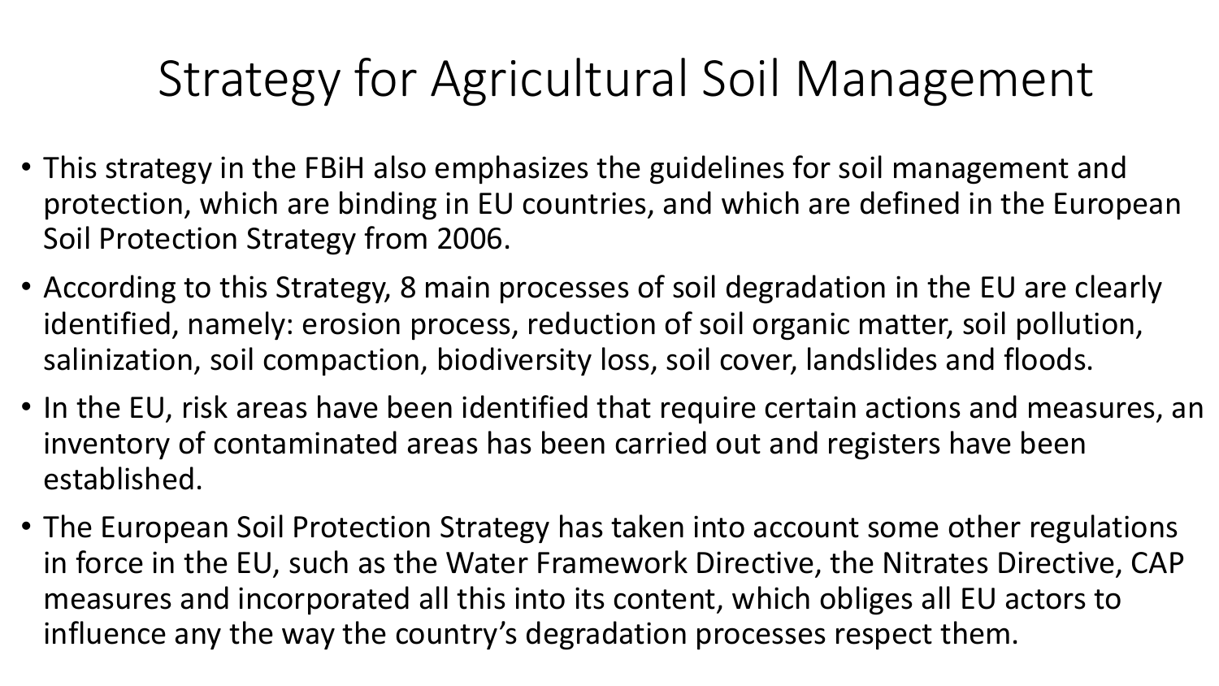# Strategy for Agricultural Soil Management

- This strategy in the FBiH also emphasizes the guidelines for soil management and protection, which are binding in EU countries, and which are defined in the European Soil Protection Strategy from 2006.
- According to this Strategy, 8 main processes of soil degradation in the EU are clearly identified, namely: erosion process, reduction of soil organic matter, soil pollution, salinization, soil compaction, biodiversity loss, soil cover, landslides and floods.
- In the EU, risk areas have been identified that require certain actions and measures, an inventory of contaminated areas has been carried out and registers have been established.
- The European Soil Protection Strategy has taken into account some other regulations in force in the EU, such as the Water Framework Directive, the Nitrates Directive, CAP measures and incorporated all this into its content, which obliges all EU actors to influence any the way the country's degradation processes respect them.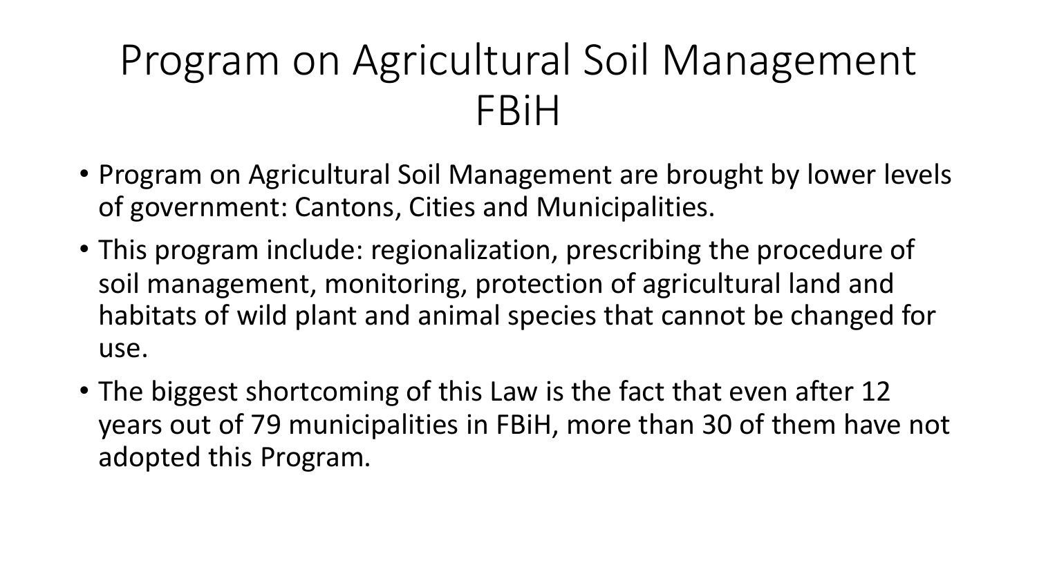# Program on Agricultural Soil Management FBiH

- Program on Agricultural Soil Management are brought by lower levels of government: Cantons, Cities and Municipalities.
- This program include: regionalization, prescribing the procedure of soil management, monitoring, protection of agricultural land and habitats of wild plant and animal species that cannot be changed for use.
- The biggest shortcoming of this Law is the fact that even after 12 years out of 79 municipalities in FBiH, more than 30 of them have not adopted this Program.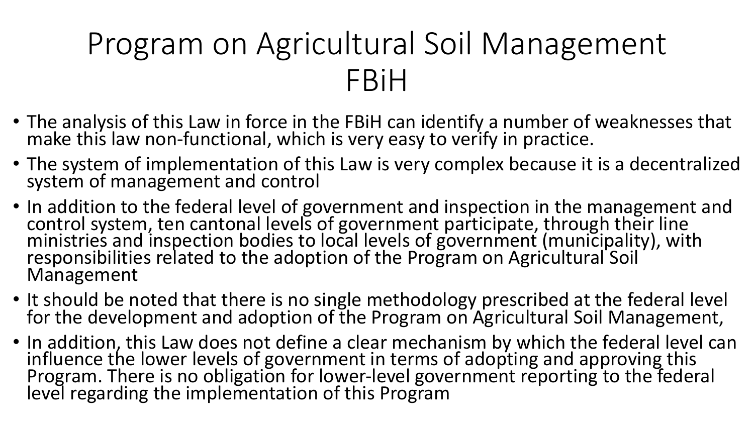# Program on Agricultural Soil Management FBiH

- The analysis of this Law in force in the FBiH can identify a number of weaknesses that make this law non-functional, which is very easy to verify in practice.
- The system of implementation of this Law is very complex because it is a decentralized system of management and control
- In addition to the federal level of government and inspection in the management and control system, ten cantonal levels of government participate, through their line ministries and inspection bodies to local levels of government (municipality), with responsibilities related to the adoption of the Program on Agricultural Soil Management
- It should be noted that there is no single methodology prescribed at the federal level for the development and adoption of the Program on Agricultural Soil Management,
- In addition, this Law does not define a clear mechanism by which the federal level can influence the lower levels of government in terms of adopting and approving this Program. There is no obligation for lower-level government reporting to the federal level regarding the implementation of this Program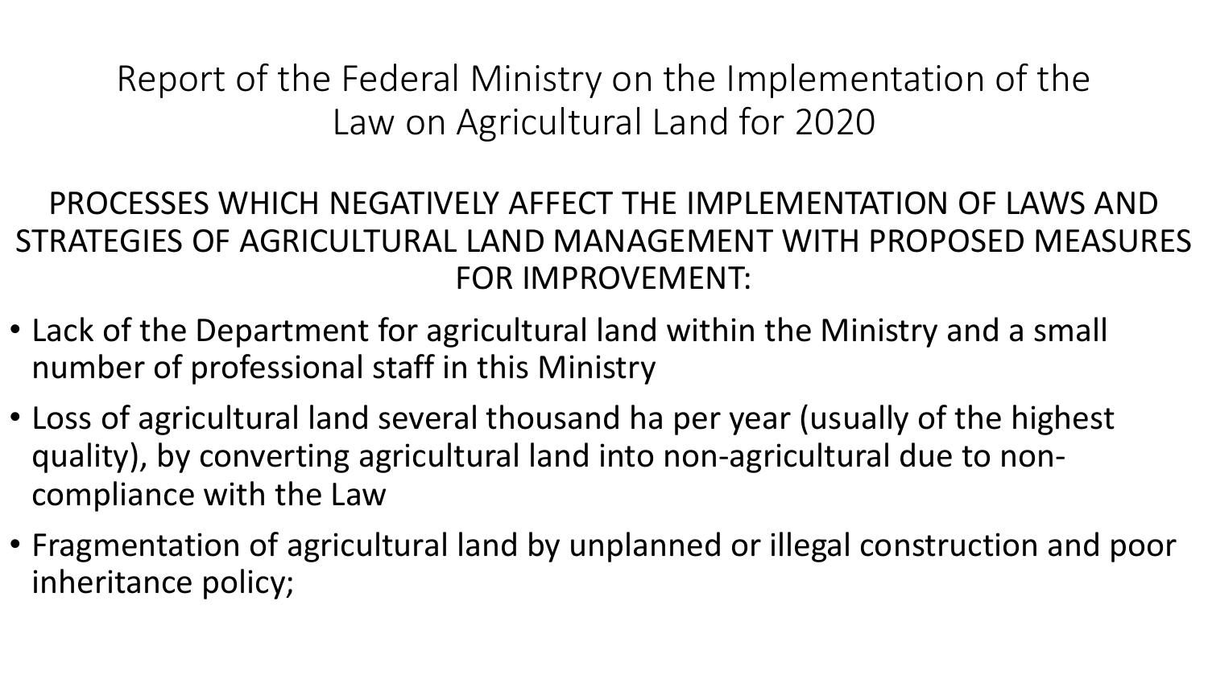# Report of the Federal Ministry on the Implementation of the Law on Agricultural Land for 2020

## PROCESSES WHICH NEGATIVELY AFFECT THE IMPLEMENTATION OF LAWS AND STRATEGIES OF AGRICULTURAL LAND MANAGEMENT WITH PROPOSED MEASURES FOR IMPROVEMENT:

- Lack of the Department for agricultural land within the Ministry and a small number of professional staff in this Ministry
- Loss of agricultural land several thousand ha per year (usually of the highest quality), by converting agricultural land into non-agricultural due to non-compliance with the Law
- Fragmentation of agricultural land by unplanned or illegal construction and poor inheritance policy;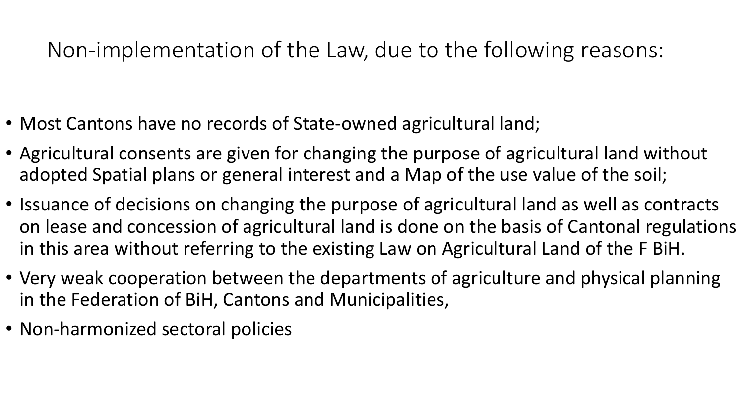# Non-implementation of the Law, due to the following reasons:

- Most Cantons have no records of State-owned agricultural land;
- Agricultural consents are given for changing the purpose of agricultural land without adopted Spatial plans or general interest and a Map of the use value of the soil;
- Issuance of decisions on changing the purpose of agricultural land as well as contracts on lease and concession of agricultural land is done on the basis of Cantonal regulations in this area without referring to the existing Law on Agricultural Land of the F BiH.
- Very weak cooperation between the departments of agriculture and physical planning in the Federation of BiH, Cantons and Municipalities,
- Non-harmonized sectoral policies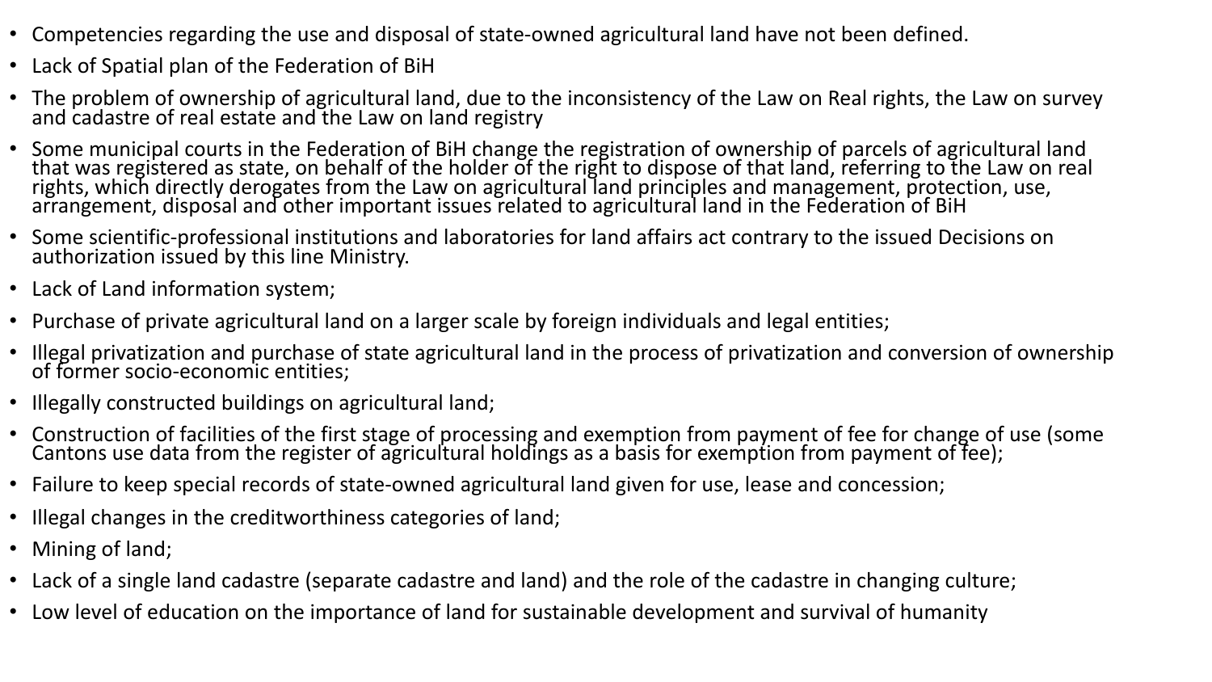- Competencies regarding the use and disposal of state-owned agricultural land have not been defined.
- Lack of Spatial plan of the Federation of BiH
- The problem of ownership of agricultural land, due to the inconsistency of the Law on Real rights, the Law on survey and cadastre of real estate and the Law on land registry
- Some municipal courts in the Federation of BiH change the registration of ownership of parcels of agricultural land that was registered as state, on behalf of the holder of the right to dispose of that land, referring to the Law on real rights, which directly derogates from the Law on agricultural land principles and management, protection, use, arrangement, disposal and other important issues related to agricultural land in the Federation of BiH
- Some scientific-professional institutions and laboratories for land affairs act contrary to the issued Decisions on authorization issued by this line Ministry.
- Lack of Land information system;
- Purchase of private agricultural land on a larger scale by foreign individuals and legal entities;
- Illegal privatization and purchase of state agricultural land in the process of privatization and conversion of ownership of former socio-economic entities;
- Illegally constructed buildings on agricultural land;
- Construction of facilities of the first stage of processing and exemption from payment of fee for change of use (some Cantons use data from the register of agricultural holdings as a basis for exemption from payment of fee);
- Failure to keep special records of state-owned agricultural land given for use, lease and concession;
- Illegal changes in the creditworthiness categories of land;
- Mining of land;
- Lack of a single land cadastre (separate cadastre and land) and the role of the cadastre in changing culture;
- Low level of education on the importance of land for sustainable development and survival of humanity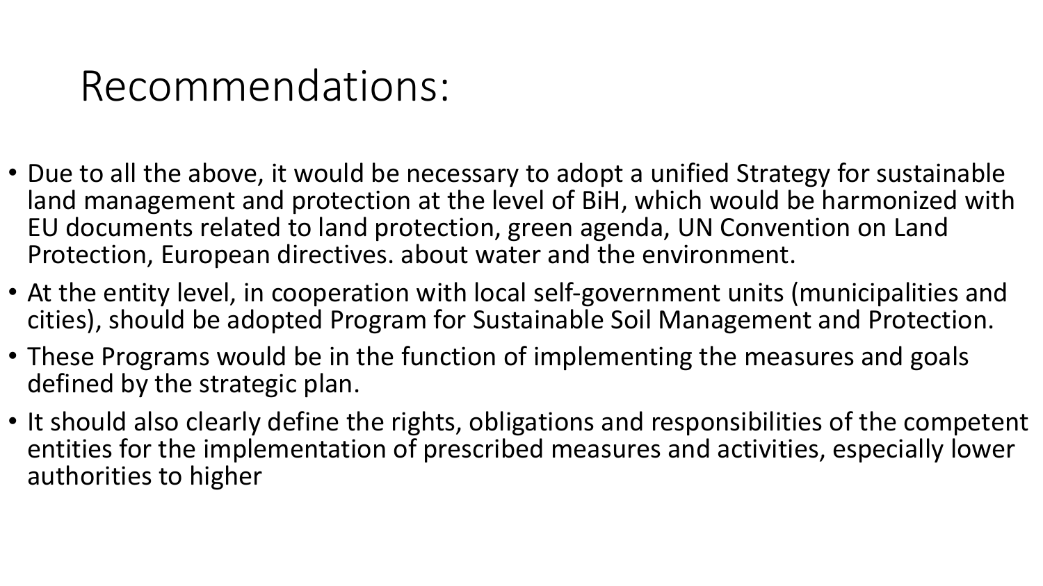# Recommendations:

- Due to all the above, it would be necessary to adopt a unified Strategy for sustainable land management and protection at the level of BiH, which would be harmonized with EU documents related to land protection, green agenda, UN Convention on Land Protection, European directives. about water and the environment.
- At the entity level, in cooperation with local self-government units (municipalities and cities), should be adopted Program for Sustainable Soil Management and Protection.
- These Programs would be in the function of implementing the measures and goals defined by the strategic plan.
- It should also clearly define the rights, obligations and responsibilities of the competent entities for the implementation of prescribed measures and activities, especially lower authorities to higher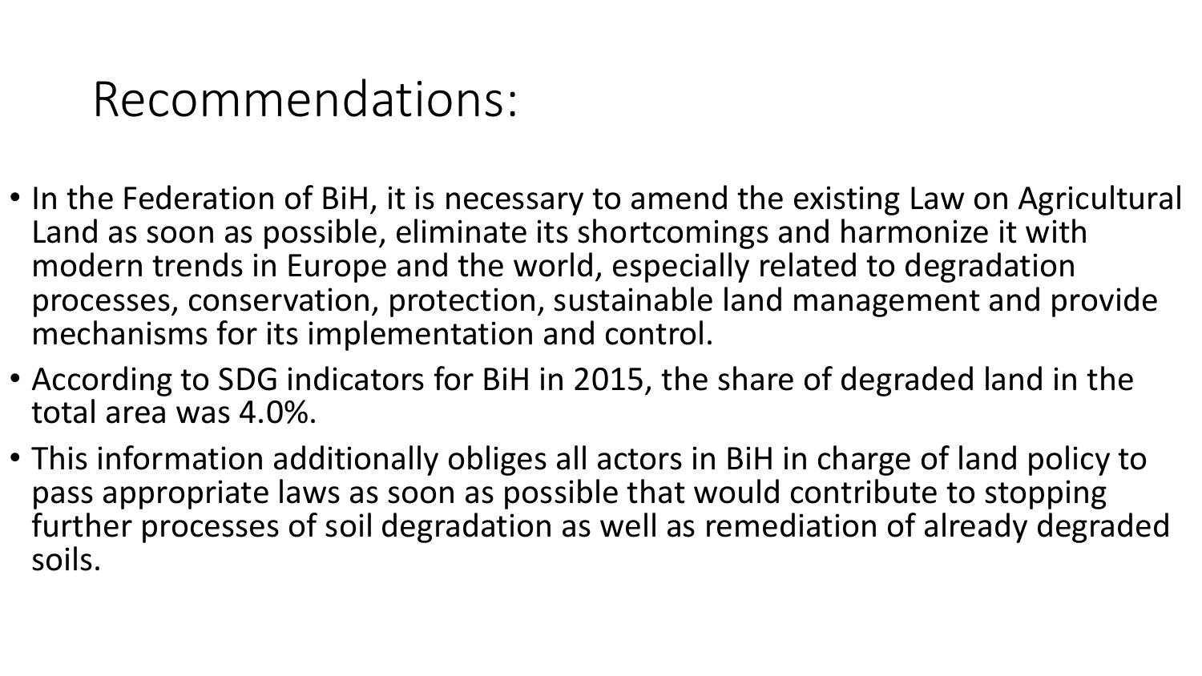# Recommendations:

- In the Federation of BiH, it is necessary to amend the existing Law on Agricultural Land as soon as possible, eliminate its shortcomings and harmonize it with modern trends in Europe and the world, especially related to degradation processes, conservation, protection, sustainable land management and provide mechanisms for its implementation and control.
- According to SDG indicators for BiH in 2015, the share of degraded land in the total area was 4.0%.
- This information additionally obliges all actors in BiH in charge of land policy to pass appropriate laws as soon as possible that would contribute to stopping further processes of soil degradation as well as remediation of already degraded soils.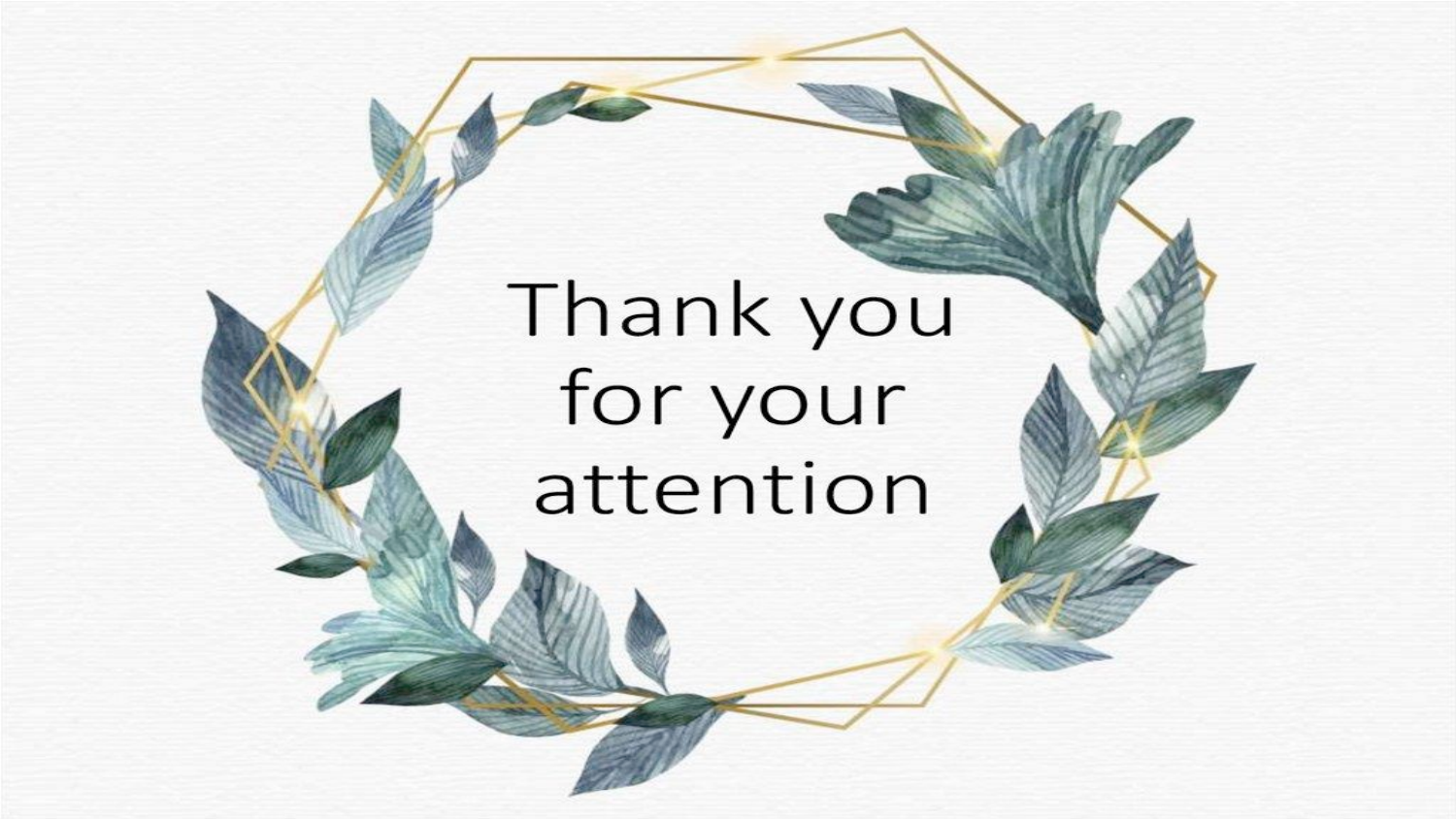Thank you for your attention